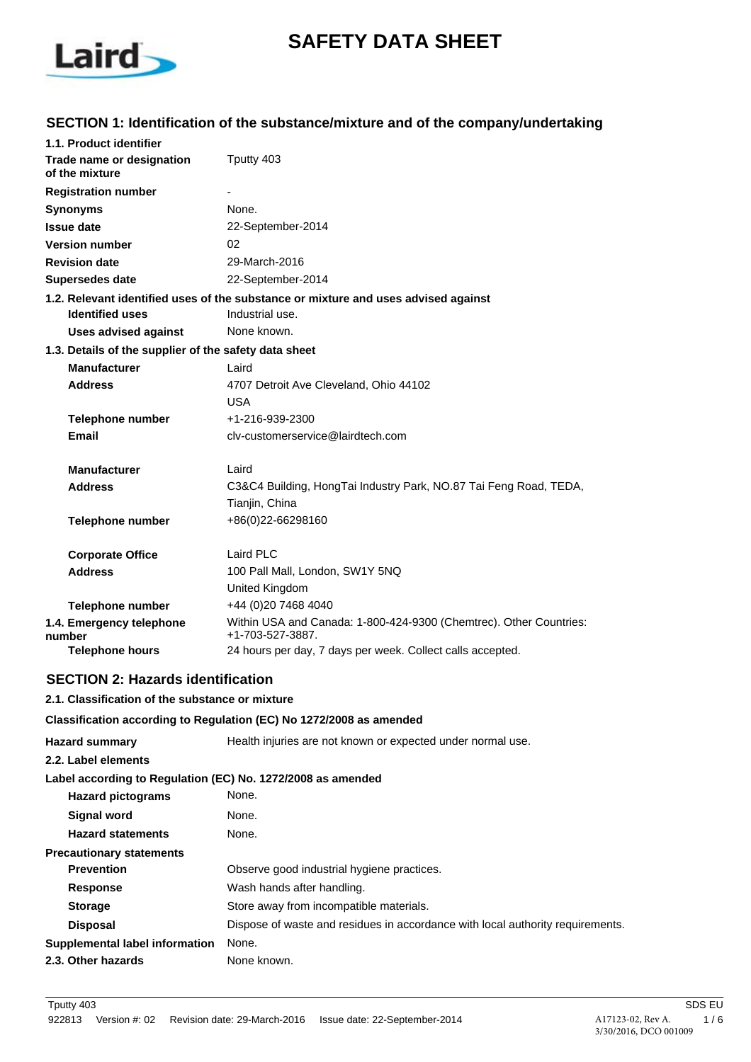# SAFETY DATA SHEET

## SECTION 1: Identification of the substance/mixture and of the company/undertaking

**1.1. Product identifier**

| | |
|---|---|
| **Trade name or designation of the mixture** | Tputty 403 |
| **Registration number** | - |
| **Synonyms** | None. |
| **Issue date** | 22-September-2014 |
| **Version number** | 02 |
| **Revision date** | 29-March-2016 |
| **Supersedes date** | 22-September-2014 |

**1.2. Relevant identified uses of the substance or mixture and uses advised against**

| | |
|---|---|
| **Identified uses** | Industrial use. |
| **Uses advised against** | None known. |

**1.3. Details of the supplier of the safety data sheet**

| | |
|---|---|
| **Manufacturer** | Laird |
| **Address** | 4707 Detroit Ave Cleveland, Ohio 44102<br>USA |
| **Telephone number** | +1-216-939-2300 |
| **Email** | clv-customerservice@lairdtech.com |
| **Manufacturer** | Laird |
| **Address** | C3&C4 Building, HongTai Industry Park, NO.87 Tai Feng Road, TEDA,<br>Tianjin, China |
| **Telephone number** | +86(0)22-66298160 |
| **Corporate Office** | Laird PLC |
| **Address** | 100 Pall Mall, London, SW1Y 5NQ<br>United Kingdom |
| **Telephone number** | +44 (0)20 7468 4040 |

| | |
|---|---|
| **1.4. Emergency telephone number** | Within USA and Canada: 1-800-424-9300 (Chemtrec). Other Countries: +1-703-527-3887. |
| **Telephone hours** | 24 hours per day, 7 days per week. Collect calls accepted. |

## SECTION 2: Hazards identification

**2.1. Classification of the substance or mixture**

**Classification according to Regulation (EC) No 1272/2008 as amended**

| | |
|---|---|
| **Hazard summary** | Health injuries are not known or expected under normal use. |

**2.2. Label elements**

**Label according to Regulation (EC) No. 1272/2008 as amended**

| | |
|---|---|
| **Hazard pictograms** | None. |
| **Signal word** | None. |
| **Hazard statements** | None. |

**Precautionary statements**

| | |
|---|---|
| **Prevention** | Observe good industrial hygiene practices. |
| **Response** | Wash hands after handling. |
| **Storage** | Store away from incompatible materials. |
| **Disposal** | Dispose of waste and residues in accordance with local authority requirements. |
| **Supplemental label information** | None. |
| **2.3. Other hazards** | None known. |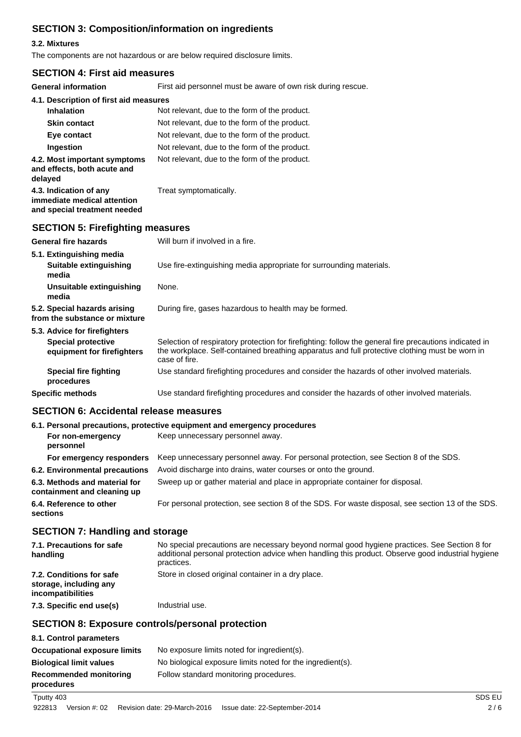## SECTION 3: Composition/information on ingredients

### 3.2. Mixtures

The components are not hazardous or are below required disclosure limits.

## SECTION 4: First aid measures

| | |
|---|---|
| **General information** | First aid personnel must be aware of own risk during rescue. |
| **4.1. Description of first aid measures** | |
| **Inhalation** | Not relevant, due to the form of the product. |
| **Skin contact** | Not relevant, due to the form of the product. |
| **Eye contact** | Not relevant, due to the form of the product. |
| **Ingestion** | Not relevant, due to the form of the product. |
| **4.2. Most important symptoms and effects, both acute and delayed** | Not relevant, due to the form of the product. |
| **4.3. Indication of any immediate medical attention and special treatment needed** | Treat symptomatically. |

## SECTION 5: Firefighting measures

| | |
|---|---|
| **General fire hazards** | Will burn if involved in a fire. |
| **5.1. Extinguishing media** | |
| **Suitable extinguishing media** | Use fire-extinguishing media appropriate for surrounding materials. |
| **Unsuitable extinguishing media** | None. |
| **5.2. Special hazards arising from the substance or mixture** | During fire, gases hazardous to health may be formed. |
| **5.3. Advice for firefighters** | |
| **Special protective equipment for firefighters** | Selection of respiratory protection for firefighting: follow the general fire precautions indicated in the workplace. Self-contained breathing apparatus and full protective clothing must be worn in case of fire. |
| **Special fire fighting procedures** | Use standard firefighting procedures and consider the hazards of other involved materials. |
| **Specific methods** | Use standard firefighting procedures and consider the hazards of other involved materials. |

## SECTION 6: Accidental release measures

| | |
|---|---|
| **6.1. Personal precautions, protective equipment and emergency procedures** | |
| **For non-emergency personnel** | Keep unnecessary personnel away. |
| **For emergency responders** | Keep unnecessary personnel away. For personal protection, see Section 8 of the SDS. |
| **6.2. Environmental precautions** | Avoid discharge into drains, water courses or onto the ground. |
| **6.3. Methods and material for containment and cleaning up** | Sweep up or gather material and place in appropriate container for disposal. |
| **6.4. Reference to other sections** | For personal protection, see section 8 of the SDS. For waste disposal, see section 13 of the SDS. |

## SECTION 7: Handling and storage

| | |
|---|---|
| **7.1. Precautions for safe handling** | No special precautions are necessary beyond normal good hygiene practices. See Section 8 for additional personal protection advice when handling this product. Observe good industrial hygiene practices. |
| **7.2. Conditions for safe storage, including any incompatibilities** | Store in closed original container in a dry place. |
| **7.3. Specific end use(s)** | Industrial use. |

## SECTION 8: Exposure controls/personal protection

| | |
|---|---|
| **8.1. Control parameters** | |
| **Occupational exposure limits** | No exposure limits noted for ingredient(s). |
| **Biological limit values** | No biological exposure limits noted for the ingredient(s). |
| **Recommended monitoring procedures** | Follow standard monitoring procedures. |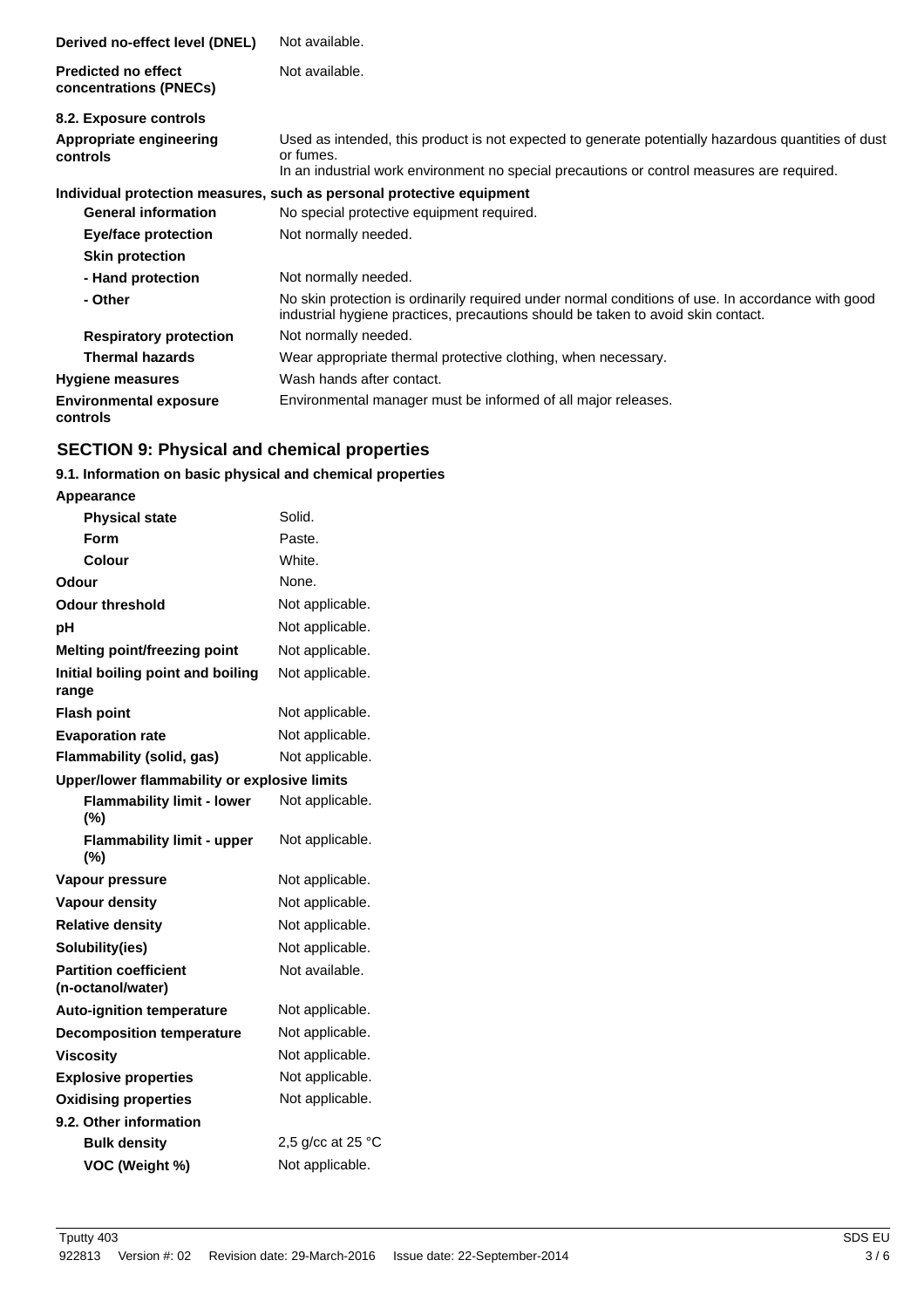| | |
|---|---|
| **Derived no-effect level (DNEL)** | Not available. |
| **Predicted no effect concentrations (PNECs)** | Not available. |

**8.2. Exposure controls**

| | |
|---|---|
| **Appropriate engineering controls** | Used as intended, this product is not expected to generate potentially hazardous quantities of dust or fumes. In an industrial work environment no special precautions or control measures are required. |

**Individual protection measures, such as personal protective equipment**

| | |
|---|---|
| **General information** | No special protective equipment required. |
| **Eye/face protection** | Not normally needed. |
| **Skin protection** | |
| **- Hand protection** | Not normally needed. |
| **- Other** | No skin protection is ordinarily required under normal conditions of use. In accordance with good industrial hygiene practices, precautions should be taken to avoid skin contact. |
| **Respiratory protection** | Not normally needed. |
| **Thermal hazards** | Wear appropriate thermal protective clothing, when necessary. |
| **Hygiene measures** | Wash hands after contact. |
| **Environmental exposure controls** | Environmental manager must be informed of all major releases. |

## SECTION 9: Physical and chemical properties

**9.1. Information on basic physical and chemical properties**

| | |
|---|---|
| **Appearance** | |
| **Physical state** | Solid. |
| **Form** | Paste. |
| **Colour** | White. |
| **Odour** | None. |
| **Odour threshold** | Not applicable. |
| **pH** | Not applicable. |
| **Melting point/freezing point** | Not applicable. |
| **Initial boiling point and boiling range** | Not applicable. |
| **Flash point** | Not applicable. |
| **Evaporation rate** | Not applicable. |
| **Flammability (solid, gas)** | Not applicable. |
| **Upper/lower flammability or explosive limits** | |
| **Flammability limit - lower (%)** | Not applicable. |
| **Flammability limit - upper (%)** | Not applicable. |
| **Vapour pressure** | Not applicable. |
| **Vapour density** | Not applicable. |
| **Relative density** | Not applicable. |
| **Solubility(ies)** | Not applicable. |
| **Partition coefficient (n-octanol/water)** | Not available. |
| **Auto-ignition temperature** | Not applicable. |
| **Decomposition temperature** | Not applicable. |
| **Viscosity** | Not applicable. |
| **Explosive properties** | Not applicable. |
| **Oxidising properties** | Not applicable. |
| **9.2. Other information** | |
| **Bulk density** | 2,5 g/cc at 25 °C |
| **VOC (Weight %)** | Not applicable. |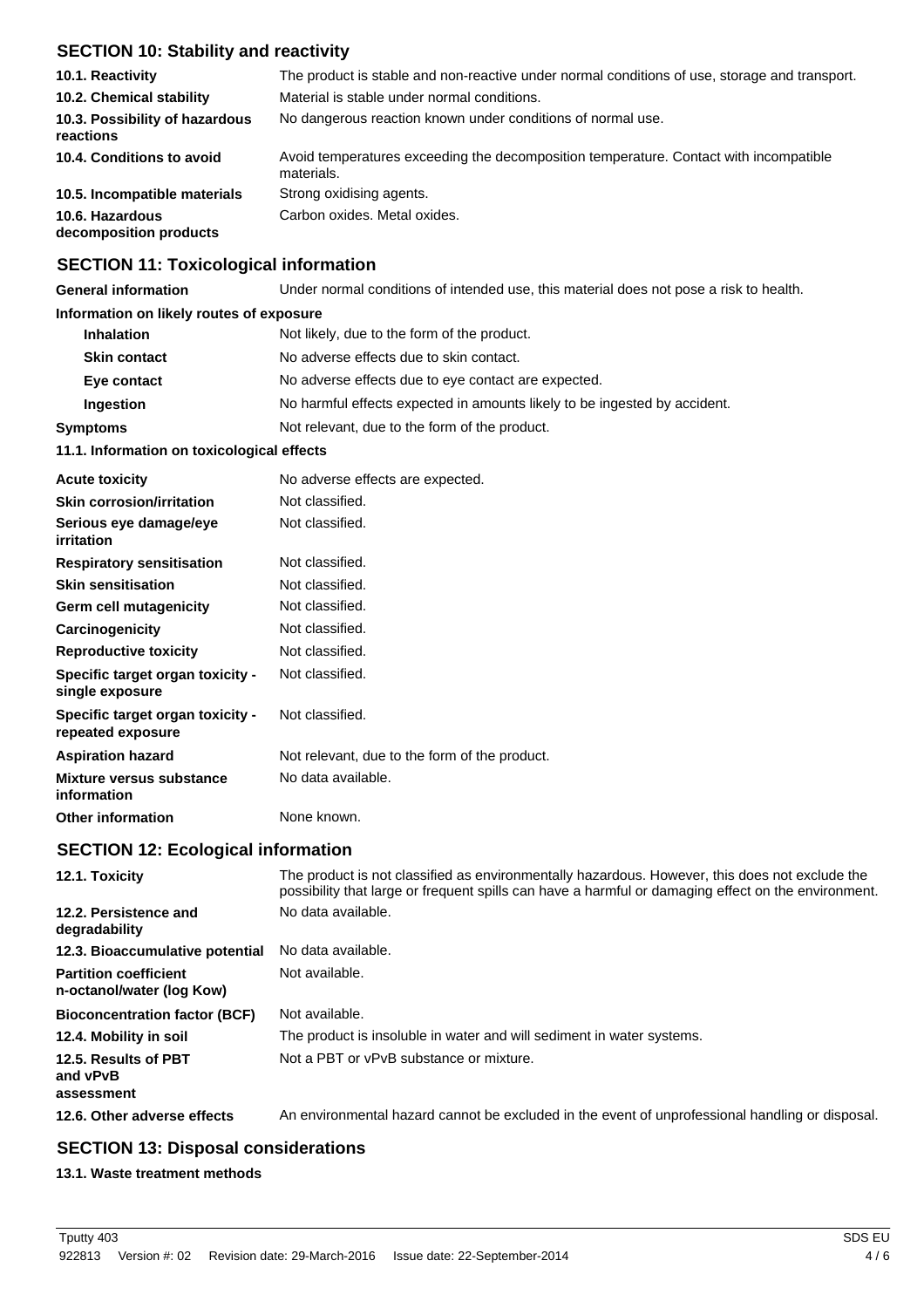## SECTION 10: Stability and reactivity

| | |
|---|---|
| **10.1. Reactivity** | The product is stable and non-reactive under normal conditions of use, storage and transport. |
| **10.2. Chemical stability** | Material is stable under normal conditions. |
| **10.3. Possibility of hazardous reactions** | No dangerous reaction known under conditions of normal use. |
| **10.4. Conditions to avoid** | Avoid temperatures exceeding the decomposition temperature. Contact with incompatible materials. |
| **10.5. Incompatible materials** | Strong oxidising agents. |
| **10.6. Hazardous decomposition products** | Carbon oxides. Metal oxides. |

## SECTION 11: Toxicological information

| | |
|---|---|
| **General information** | Under normal conditions of intended use, this material does not pose a risk to health. |

**Information on likely routes of exposure**

| | |
|---|---|
| **Inhalation** | Not likely, due to the form of the product. |
| **Skin contact** | No adverse effects due to skin contact. |
| **Eye contact** | No adverse effects due to eye contact are expected. |
| **Ingestion** | No harmful effects expected in amounts likely to be ingested by accident. |
| **Symptoms** | Not relevant, due to the form of the product. |

**11.1. Information on toxicological effects**

| | |
|---|---|
| **Acute toxicity** | No adverse effects are expected. |
| **Skin corrosion/irritation** | Not classified. |
| **Serious eye damage/eye irritation** | Not classified. |
| **Respiratory sensitisation** | Not classified. |
| **Skin sensitisation** | Not classified. |
| **Germ cell mutagenicity** | Not classified. |
| **Carcinogenicity** | Not classified. |
| **Reproductive toxicity** | Not classified. |
| **Specific target organ toxicity - single exposure** | Not classified. |
| **Specific target organ toxicity - repeated exposure** | Not classified. |
| **Aspiration hazard** | Not relevant, due to the form of the product. |
| **Mixture versus substance information** | No data available. |
| **Other information** | None known. |

## SECTION 12: Ecological information

| | |
|---|---|
| **12.1. Toxicity** | The product is not classified as environmentally hazardous. However, this does not exclude the possibility that large or frequent spills can have a harmful or damaging effect on the environment. |
| **12.2. Persistence and degradability** | No data available. |
| **12.3. Bioaccumulative potential** | No data available. |
| **Partition coefficient n-octanol/water (log Kow)** | Not available. |
| **Bioconcentration factor (BCF)** | Not available. |
| **12.4. Mobility in soil** | The product is insoluble in water and will sediment in water systems. |
| **12.5. Results of PBT and vPvB assessment** | Not a PBT or vPvB substance or mixture. |
| **12.6. Other adverse effects** | An environmental hazard cannot be excluded in the event of unprofessional handling or disposal. |

## SECTION 13: Disposal considerations

**13.1. Waste treatment methods**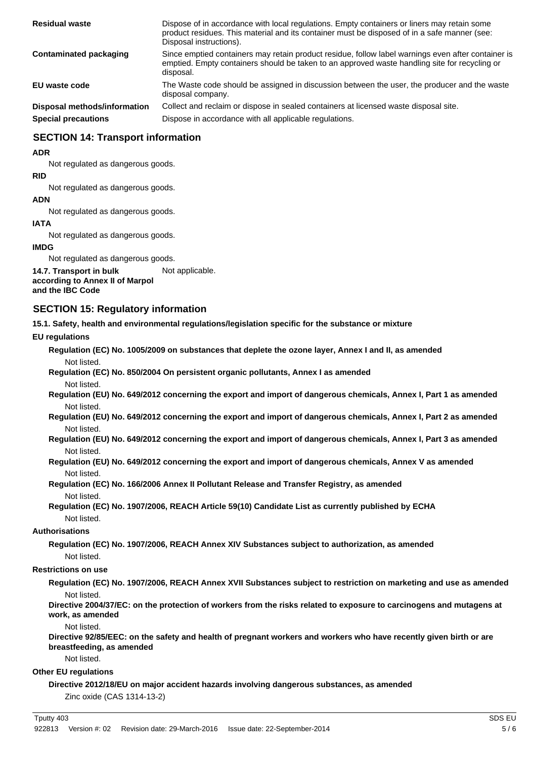| | |
|---|---|
| **Residual waste** | Dispose of in accordance with local regulations. Empty containers or liners may retain some product residues. This material and its container must be disposed of in a safe manner (see: Disposal instructions). |
| **Contaminated packaging** | Since emptied containers may retain product residue, follow label warnings even after container is emptied. Empty containers should be taken to an approved waste handling site for recycling or disposal. |
| **EU waste code** | The Waste code should be assigned in discussion between the user, the producer and the waste disposal company. |
| **Disposal methods/information** | Collect and reclaim or dispose in sealed containers at licensed waste disposal site. |
| **Special precautions** | Dispose in accordance with all applicable regulations. |

## SECTION 14: Transport information

**ADR**

Not regulated as dangerous goods.

**RID**

Not regulated as dangerous goods.

**ADN**

Not regulated as dangerous goods.

**IATA**

Not regulated as dangerous goods.

**IMDG**

Not regulated as dangerous goods.

**14.7. Transport in bulk according to Annex II of Marpol and the IBC Code** Not applicable.

## SECTION 15: Regulatory information

**15.1. Safety, health and environmental regulations/legislation specific for the substance or mixture**

**EU regulations**

**Regulation (EC) No. 1005/2009 on substances that deplete the ozone layer, Annex I and II, as amended**

Not listed.

**Regulation (EC) No. 850/2004 On persistent organic pollutants, Annex I as amended**

Not listed.

**Regulation (EU) No. 649/2012 concerning the export and import of dangerous chemicals, Annex I, Part 1 as amended**

Not listed.

**Regulation (EU) No. 649/2012 concerning the export and import of dangerous chemicals, Annex I, Part 2 as amended**

Not listed.

**Regulation (EU) No. 649/2012 concerning the export and import of dangerous chemicals, Annex I, Part 3 as amended**

Not listed.

**Regulation (EU) No. 649/2012 concerning the export and import of dangerous chemicals, Annex V as amended**

Not listed.

**Regulation (EC) No. 166/2006 Annex II Pollutant Release and Transfer Registry, as amended**

Not listed.

**Regulation (EC) No. 1907/2006, REACH Article 59(10) Candidate List as currently published by ECHA**

Not listed.

**Authorisations**

**Regulation (EC) No. 1907/2006, REACH Annex XIV Substances subject to authorization, as amended**

Not listed.

**Restrictions on use**

**Regulation (EC) No. 1907/2006, REACH Annex XVII Substances subject to restriction on marketing and use as amended**

Not listed.

**Directive 2004/37/EC: on the protection of workers from the risks related to exposure to carcinogens and mutagens at work, as amended**

Not listed.

**Directive 92/85/EEC: on the safety and health of pregnant workers and workers who have recently given birth or are breastfeeding, as amended**

Not listed.

**Other EU regulations**

**Directive 2012/18/EU on major accident hazards involving dangerous substances, as amended**

Zinc oxide (CAS 1314-13-2)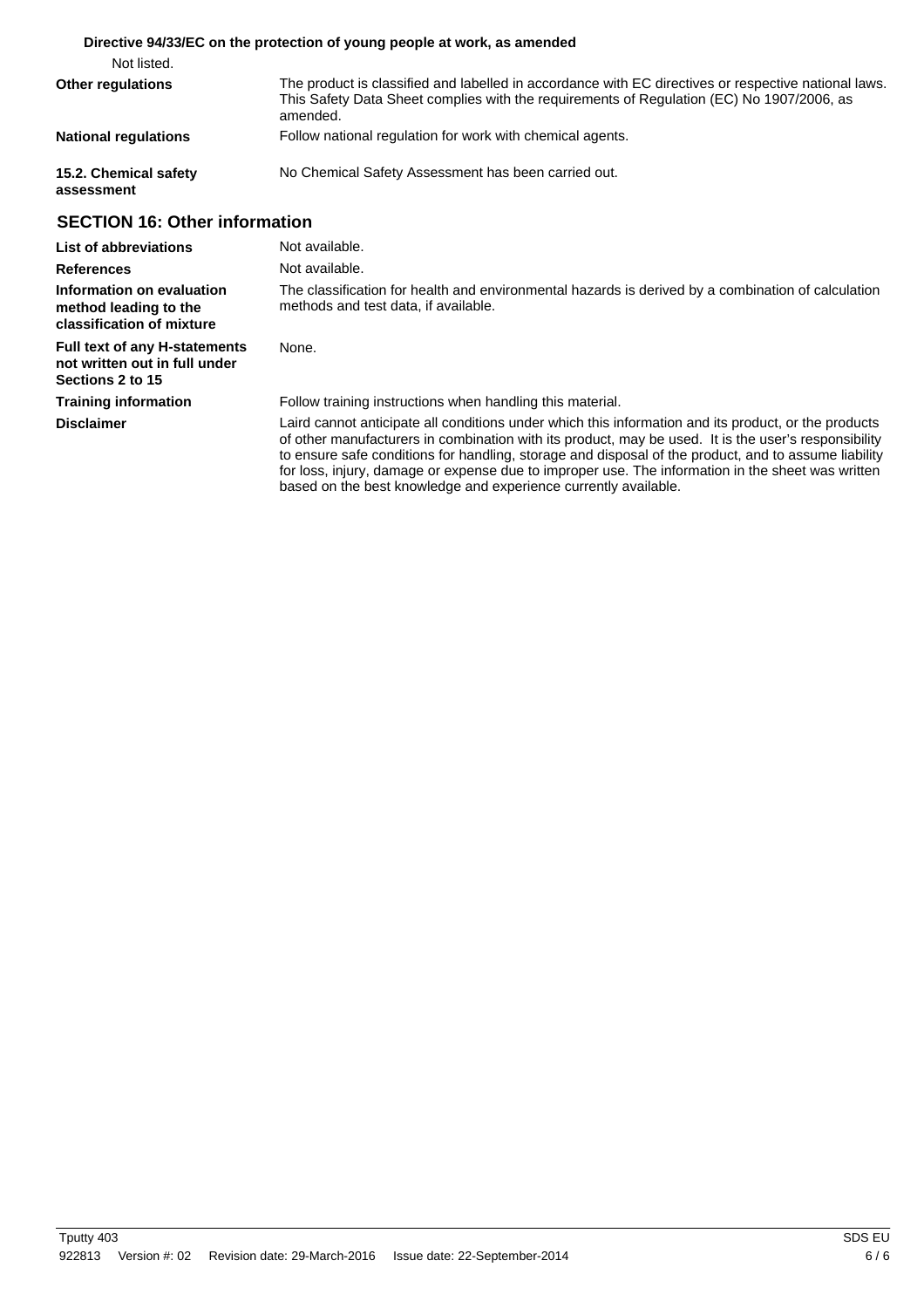**Directive 94/33/EC on the protection of young people at work, as amended**

Not listed.

| | |
|---|---|
| **Other regulations** | The product is classified and labelled in accordance with EC directives or respective national laws. This Safety Data Sheet complies with the requirements of Regulation (EC) No 1907/2006, as amended. |
| **National regulations** | Follow national regulation for work with chemical agents. |
| **15.2. Chemical safety assessment** | No Chemical Safety Assessment has been carried out. |

## SECTION 16: Other information

| | |
|---|---|
| **List of abbreviations** | Not available. |
| **References** | Not available. |
| **Information on evaluation method leading to the classification of mixture** | The classification for health and environmental hazards is derived by a combination of calculation methods and test data, if available. |
| **Full text of any H-statements not written out in full under Sections 2 to 15** | None. |
| **Training information** | Follow training instructions when handling this material. |
| **Disclaimer** | Laird cannot anticipate all conditions under which this information and its product, or the products of other manufacturers in combination with its product, may be used. It is the user's responsibility to ensure safe conditions for handling, storage and disposal of the product, and to assume liability for loss, injury, damage or expense due to improper use. The information in the sheet was written based on the best knowledge and experience currently available. |